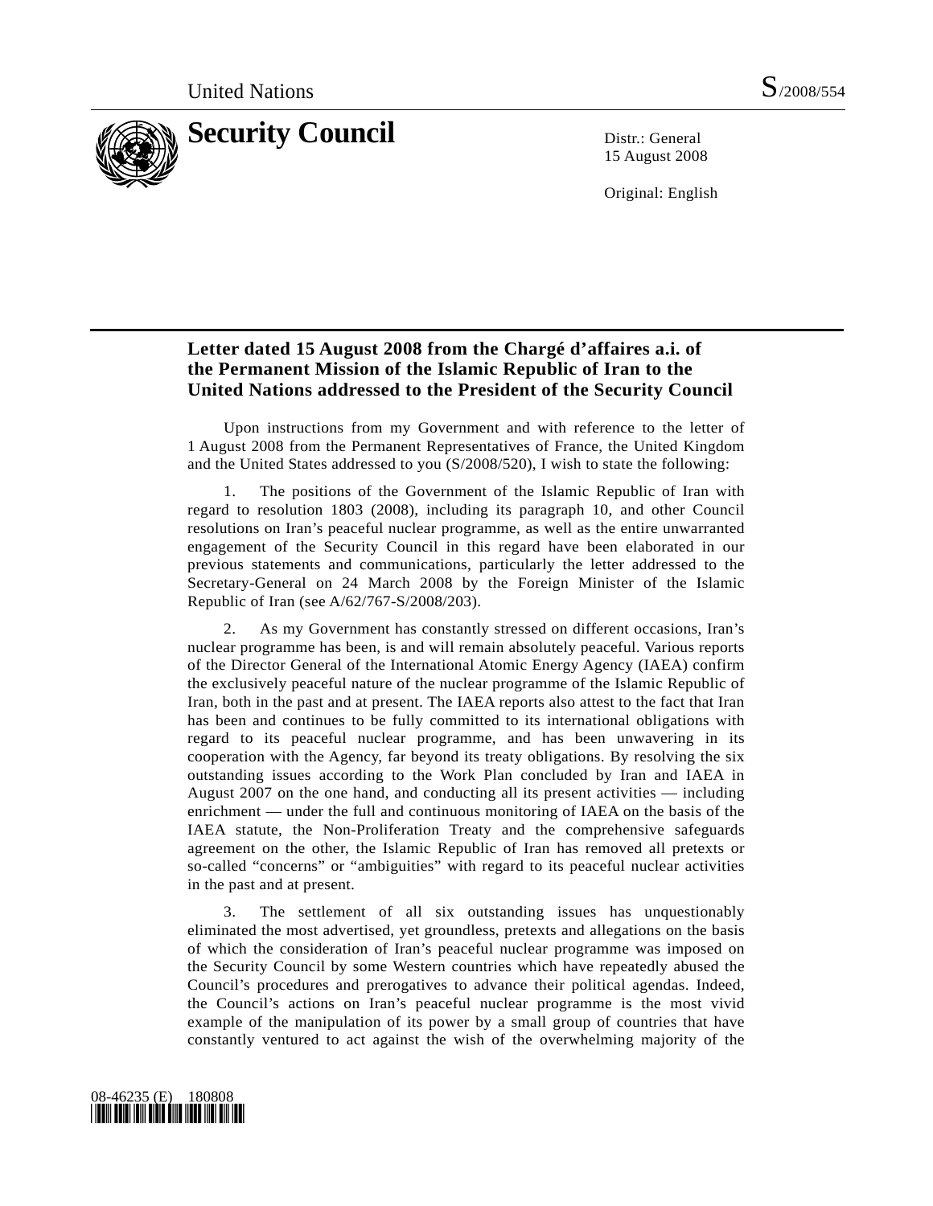United Nations S/2008/554

# Security Council

Distr.: General
15 August 2008

Original: English

## Letter dated 15 August 2008 from the Chargé d'affaires a.i. of the Permanent Mission of the Islamic Republic of Iran to the United Nations addressed to the President of the Security Council

Upon instructions from my Government and with reference to the letter of 1 August 2008 from the Permanent Representatives of France, the United Kingdom and the United States addressed to you (S/2008/520), I wish to state the following:

1. The positions of the Government of the Islamic Republic of Iran with regard to resolution 1803 (2008), including its paragraph 10, and other Council resolutions on Iran's peaceful nuclear programme, as well as the entire unwarranted engagement of the Security Council in this regard have been elaborated in our previous statements and communications, particularly the letter addressed to the Secretary-General on 24 March 2008 by the Foreign Minister of the Islamic Republic of Iran (see A/62/767-S/2008/203).

2. As my Government has constantly stressed on different occasions, Iran's nuclear programme has been, is and will remain absolutely peaceful. Various reports of the Director General of the International Atomic Energy Agency (IAEA) confirm the exclusively peaceful nature of the nuclear programme of the Islamic Republic of Iran, both in the past and at present. The IAEA reports also attest to the fact that Iran has been and continues to be fully committed to its international obligations with regard to its peaceful nuclear programme, and has been unwavering in its cooperation with the Agency, far beyond its treaty obligations. By resolving the six outstanding issues according to the Work Plan concluded by Iran and IAEA in August 2007 on the one hand, and conducting all its present activities — including enrichment — under the full and continuous monitoring of IAEA on the basis of the IAEA statute, the Non-Proliferation Treaty and the comprehensive safeguards agreement on the other, the Islamic Republic of Iran has removed all pretexts or so-called "concerns" or "ambiguities" with regard to its peaceful nuclear activities in the past and at present.

3. The settlement of all six outstanding issues has unquestionably eliminated the most advertised, yet groundless, pretexts and allegations on the basis of which the consideration of Iran's peaceful nuclear programme was imposed on the Security Council by some Western countries which have repeatedly abused the Council's procedures and prerogatives to advance their political agendas. Indeed, the Council's actions on Iran's peaceful nuclear programme is the most vivid example of the manipulation of its power by a small group of countries that have constantly ventured to act against the wish of the overwhelming majority of the

08-46235 (E) 180808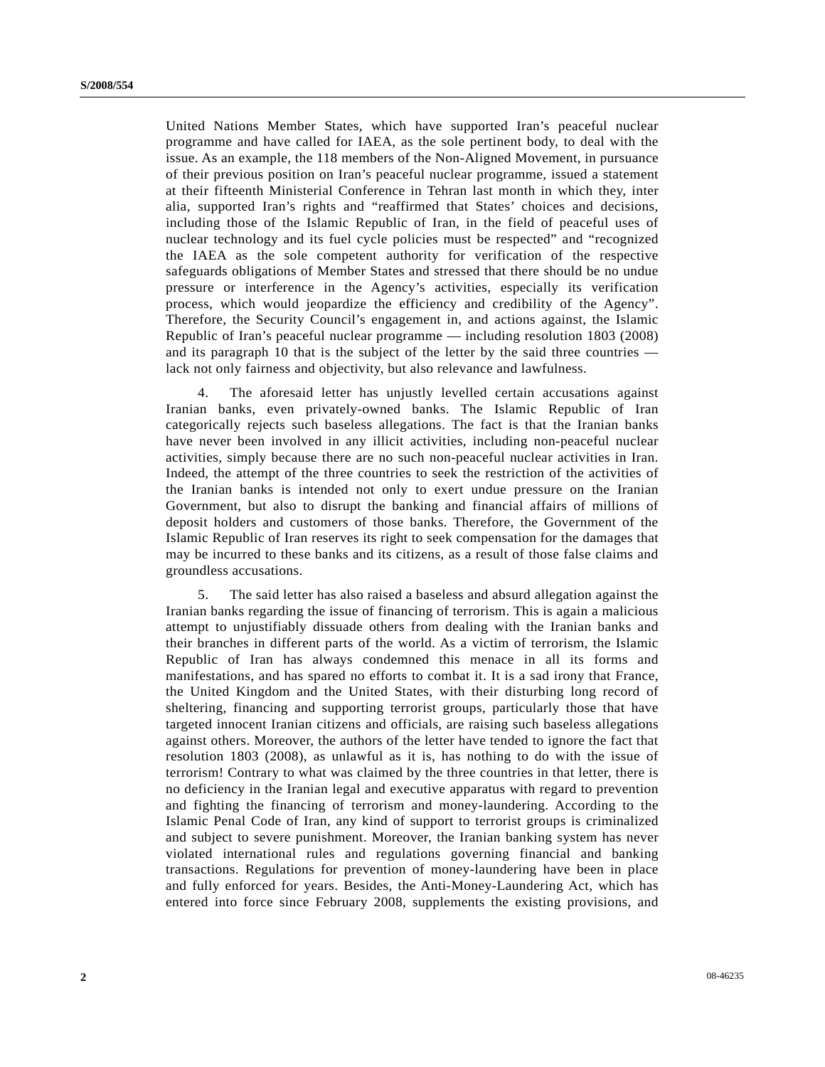United Nations Member States, which have supported Iran's peaceful nuclear programme and have called for IAEA, as the sole pertinent body, to deal with the issue. As an example, the 118 members of the Non-Aligned Movement, in pursuance of their previous position on Iran's peaceful nuclear programme, issued a statement at their fifteenth Ministerial Conference in Tehran last month in which they, inter alia, supported Iran's rights and "reaffirmed that States' choices and decisions, including those of the Islamic Republic of Iran, in the field of peaceful uses of nuclear technology and its fuel cycle policies must be respected" and "recognized the IAEA as the sole competent authority for verification of the respective safeguards obligations of Member States and stressed that there should be no undue pressure or interference in the Agency's activities, especially its verification process, which would jeopardize the efficiency and credibility of the Agency". Therefore, the Security Council's engagement in, and actions against, the Islamic Republic of Iran's peaceful nuclear programme — including resolution 1803 (2008) and its paragraph 10 that is the subject of the letter by the said three countries — lack not only fairness and objectivity, but also relevance and lawfulness.

4. The aforesaid letter has unjustly levelled certain accusations against Iranian banks, even privately-owned banks. The Islamic Republic of Iran categorically rejects such baseless allegations. The fact is that the Iranian banks have never been involved in any illicit activities, including non-peaceful nuclear activities, simply because there are no such non-peaceful nuclear activities in Iran. Indeed, the attempt of the three countries to seek the restriction of the activities of the Iranian banks is intended not only to exert undue pressure on the Iranian Government, but also to disrupt the banking and financial affairs of millions of deposit holders and customers of those banks. Therefore, the Government of the Islamic Republic of Iran reserves its right to seek compensation for the damages that may be incurred to these banks and its citizens, as a result of those false claims and groundless accusations.

5. The said letter has also raised a baseless and absurd allegation against the Iranian banks regarding the issue of financing of terrorism. This is again a malicious attempt to unjustifiably dissuade others from dealing with the Iranian banks and their branches in different parts of the world. As a victim of terrorism, the Islamic Republic of Iran has always condemned this menace in all its forms and manifestations, and has spared no efforts to combat it. It is a sad irony that France, the United Kingdom and the United States, with their disturbing long record of sheltering, financing and supporting terrorist groups, particularly those that have targeted innocent Iranian citizens and officials, are raising such baseless allegations against others. Moreover, the authors of the letter have tended to ignore the fact that resolution 1803 (2008), as unlawful as it is, has nothing to do with the issue of terrorism! Contrary to what was claimed by the three countries in that letter, there is no deficiency in the Iranian legal and executive apparatus with regard to prevention and fighting the financing of terrorism and money-laundering. According to the Islamic Penal Code of Iran, any kind of support to terrorist groups is criminalized and subject to severe punishment. Moreover, the Iranian banking system has never violated international rules and regulations governing financial and banking transactions. Regulations for prevention of money-laundering have been in place and fully enforced for years. Besides, the Anti-Money-Laundering Act, which has entered into force since February 2008, supplements the existing provisions, and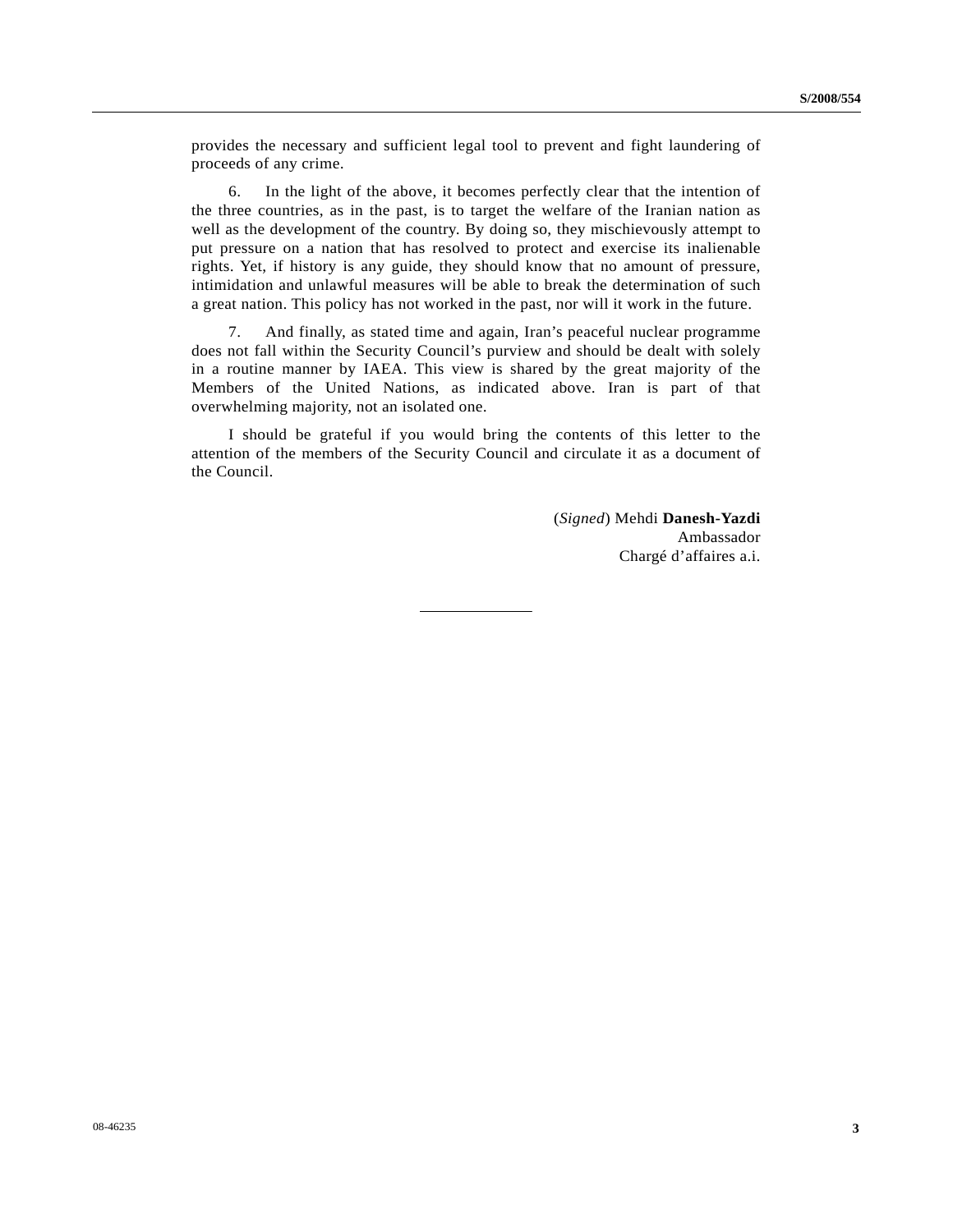provides the necessary and sufficient legal tool to prevent and fight laundering of proceeds of any crime.

6. In the light of the above, it becomes perfectly clear that the intention of the three countries, as in the past, is to target the welfare of the Iranian nation as well as the development of the country. By doing so, they mischievously attempt to put pressure on a nation that has resolved to protect and exercise its inalienable rights. Yet, if history is any guide, they should know that no amount of pressure, intimidation and unlawful measures will be able to break the determination of such a great nation. This policy has not worked in the past, nor will it work in the future.

7. And finally, as stated time and again, Iran's peaceful nuclear programme does not fall within the Security Council's purview and should be dealt with solely in a routine manner by IAEA. This view is shared by the great majority of the Members of the United Nations, as indicated above. Iran is part of that overwhelming majority, not an isolated one.

I should be grateful if you would bring the contents of this letter to the attention of the members of the Security Council and circulate it as a document of the Council.

(*Signed*) Mehdi **Danesh-Yazdi**
Ambassador
Chargé d'affaires a.i.